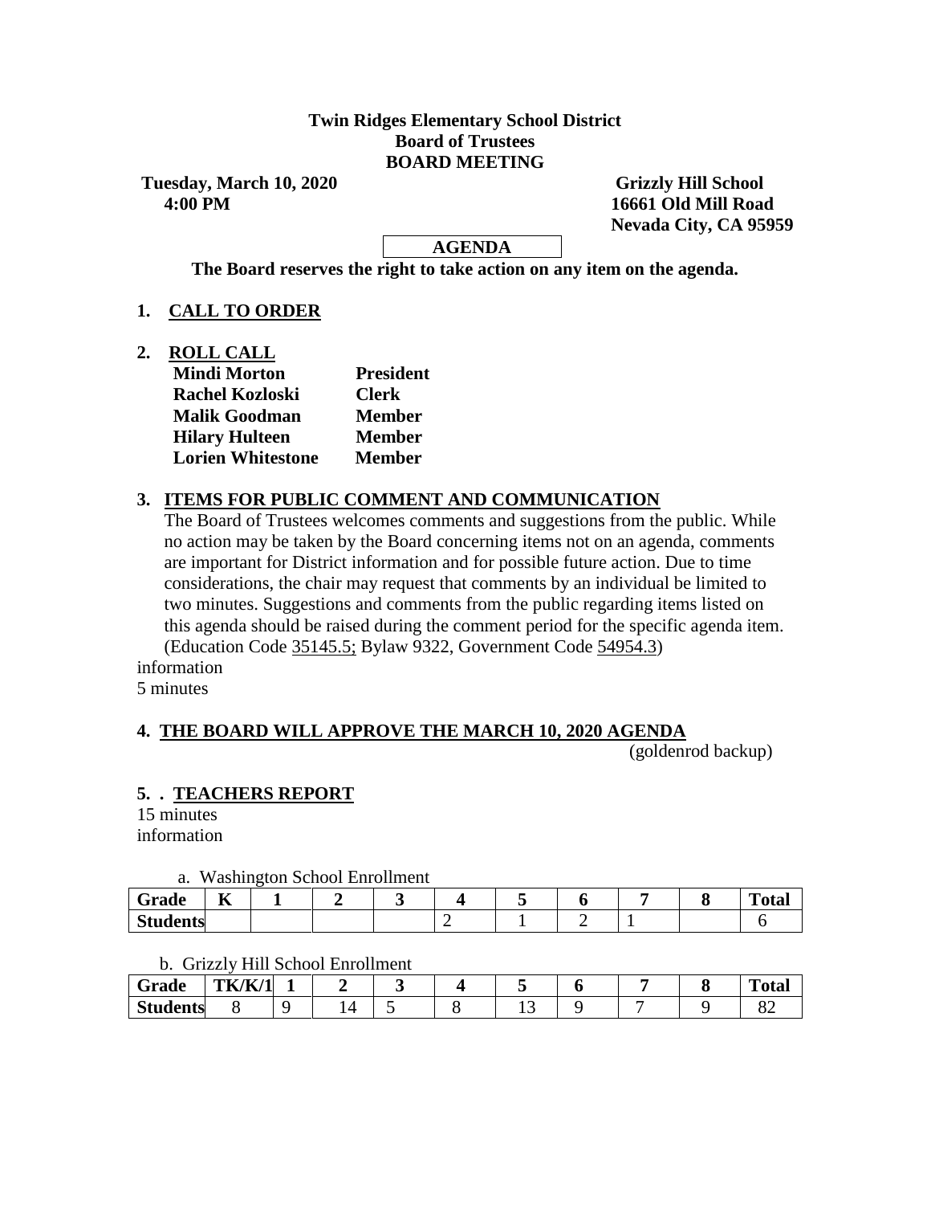**Twin Ridges Elementary School District**
**Board of Trustees**
**BOARD MEETING**

**Tuesday, March 10, 2020**
**4:00 PM**

**Grizzly Hill School**
**16661 Old Mill Road**
**Nevada City, CA 95959**

**AGENDA**

**The Board reserves the right to take action on any item on the agenda.**

**1. CALL TO ORDER**

**2. ROLL CALL**

| | |
|---|---|
| **Mindi Morton** | **President** |
| **Rachel Kozloski** | **Clerk** |
| **Malik Goodman** | **Member** |
| **Hilary Hulteen** | **Member** |
| **Lorien Whitestone** | **Member** |

**3. ITEMS FOR PUBLIC COMMENT AND COMMUNICATION**

The Board of Trustees welcomes comments and suggestions from the public. While no action may be taken by the Board concerning items not on an agenda, comments are important for District information and for possible future action. Due to time considerations, the chair may request that comments by an individual be limited to two minutes. Suggestions and comments from the public regarding items listed on this agenda should be raised during the comment period for the specific agenda item. (Education Code 35145.5; Bylaw 9322, Government Code 54954.3)

information
5 minutes

**4. THE BOARD WILL APPROVE THE MARCH 10, 2020 AGENDA**

(goldenrod backup)

**5. . TEACHERS REPORT**

15 minutes
information

a. Washington School Enrollment

| **Grade** | **K** | **1** | **2** | **3** | **4** | **5** | **6** | **7** | **8** | **Total** |
|---|---|---|---|---|---|---|---|---|---|---|
| **Students** | | | | | 2 | 1 | 2 | 1 | | 6 |

b. Grizzly Hill School Enrollment

| **Grade** | **TK/K/1** | **1** | **2** | **3** | **4** | **5** | **6** | **7** | **8** | **Total** |
|---|---|---|---|---|---|---|---|---|---|---|
| **Students** | 8 | 9 | 14 | 5 | 8 | 13 | 9 | 7 | 9 | 82 |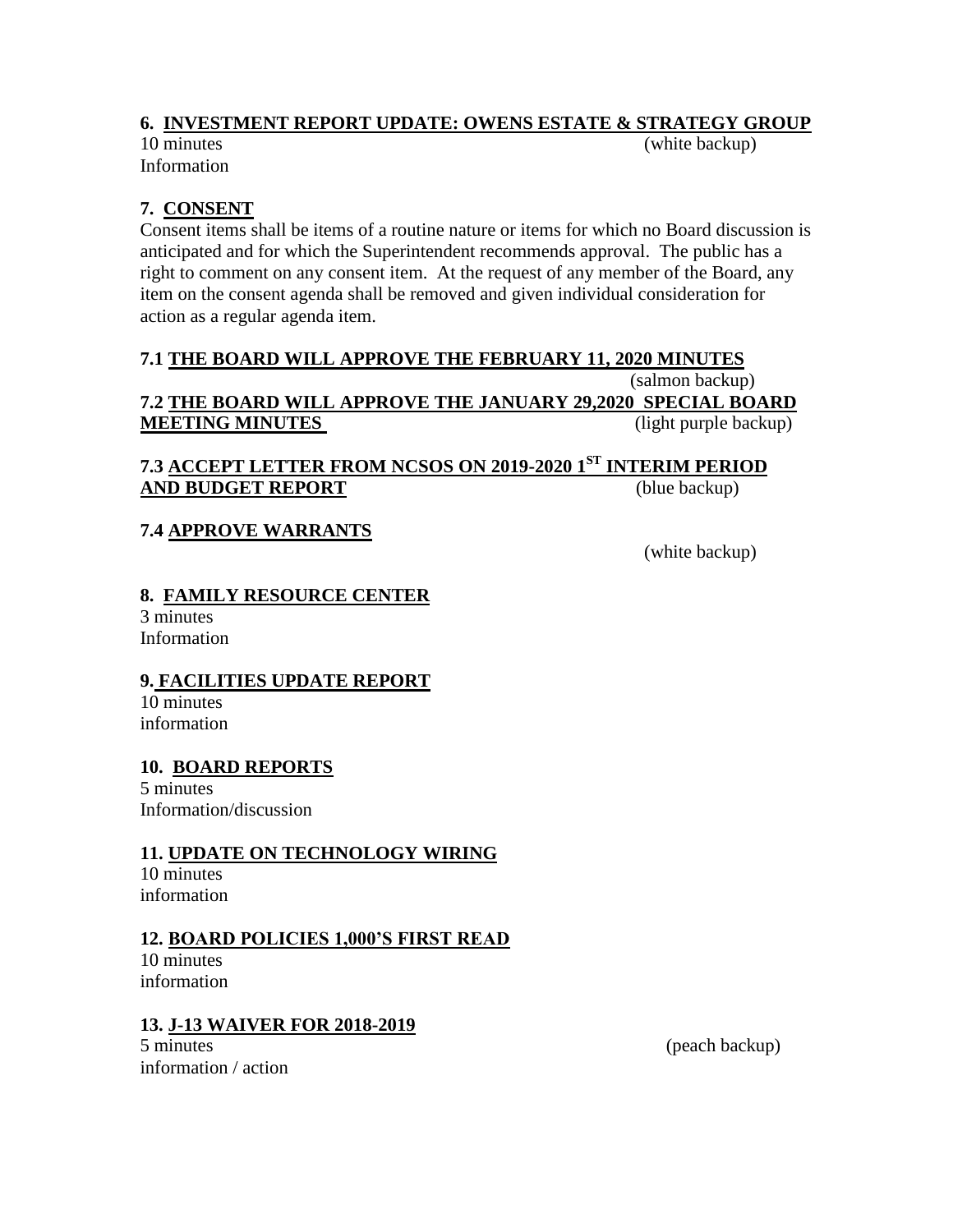**6. INVESTMENT REPORT UPDATE: OWENS ESTATE & STRATEGY GROUP**

10 minutes (white backup)

Information

**7. CONSENT**

Consent items shall be items of a routine nature or items for which no Board discussion is anticipated and for which the Superintendent recommends approval. The public has a right to comment on any consent item. At the request of any member of the Board, any item on the consent agenda shall be removed and given individual consideration for action as a regular agenda item.

**7.1 THE BOARD WILL APPROVE THE FEBRUARY 11, 2020 MINUTES**

(salmon backup)

**7.2 THE BOARD WILL APPROVE THE JANUARY 29,2020 SPECIAL BOARD MEETING MINUTES** (light purple backup)

**7.3 ACCEPT LETTER FROM NCSOS ON 2019-2020 1ST INTERIM PERIOD AND BUDGET REPORT** (blue backup)

**7.4 APPROVE WARRANTS**

(white backup)

**8. FAMILY RESOURCE CENTER**

3 minutes

Information

**9. FACILITIES UPDATE REPORT**

10 minutes

information

**10. BOARD REPORTS**

5 minutes

Information/discussion

**11. UPDATE ON TECHNOLOGY WIRING**

10 minutes

information

**12. BOARD POLICIES 1,000'S FIRST READ**

10 minutes

information

**13. J-13 WAIVER FOR 2018-2019**

5 minutes (peach backup)

information / action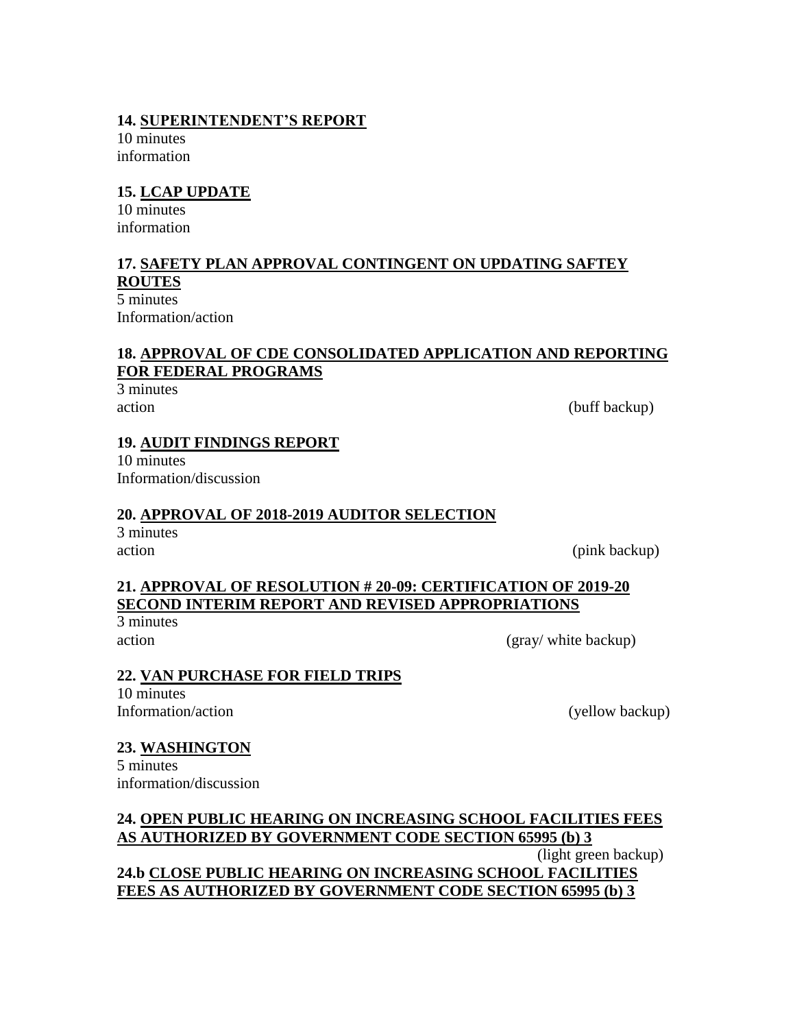**14. SUPERINTENDENT'S REPORT**
10 minutes
information

**15. LCAP UPDATE**
10 minutes
information

**17. SAFETY PLAN APPROVAL CONTINGENT ON UPDATING SAFTEY ROUTES**
5 minutes
Information/action

**18. APPROVAL OF CDE CONSOLIDATED APPLICATION AND REPORTING FOR FEDERAL PROGRAMS**
3 minutes
action (buff backup)

**19. AUDIT FINDINGS REPORT**
10 minutes
Information/discussion

**20. APPROVAL OF 2018-2019 AUDITOR SELECTION**
3 minutes
action (pink backup)

**21. APPROVAL OF RESOLUTION # 20-09: CERTIFICATION OF 2019-20 SECOND INTERIM REPORT AND REVISED APPROPRIATIONS**
3 minutes
action (gray/ white backup)

**22. VAN PURCHASE FOR FIELD TRIPS**
10 minutes
Information/action (yellow backup)

**23. WASHINGTON**
5 minutes
information/discussion

**24. OPEN PUBLIC HEARING ON INCREASING SCHOOL FACILITIES FEES AS AUTHORIZED BY GOVERNMENT CODE SECTION 65995 (b) 3**
(light green backup)

**24.b CLOSE PUBLIC HEARING ON INCREASING SCHOOL FACILITIES FEES AS AUTHORIZED BY GOVERNMENT CODE SECTION 65995 (b) 3**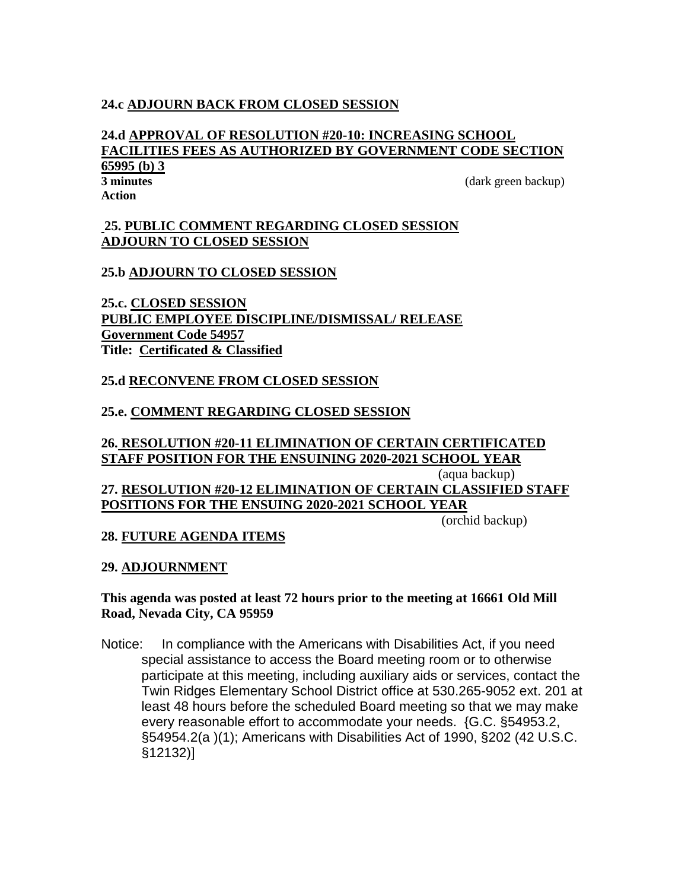**24.c <u>ADJOURN BACK FROM CLOSED SESSION</u>**

**24.d <u>APPROVAL OF RESOLUTION #20-10: INCREASING SCHOOL FACILITIES FEES AS AUTHORIZED BY GOVERNMENT CODE SECTION 65995 (b) 3</u>**
**3 minutes** (dark green backup)
**Action**

**25. <u>PUBLIC COMMENT REGARDING CLOSED SESSION ADJOURN TO CLOSED SESSION</u>**

**25.b <u>ADJOURN TO CLOSED SESSION</u>**

**25.c. <u>CLOSED SESSION</u>**
**<u>PUBLIC EMPLOYEE DISCIPLINE/DISMISSAL/ RELEASE</u>**
**<u>Government Code 54957</u>**
**Title: <u>Certificated & Classified</u>**

**25.d <u>RECONVENE FROM CLOSED SESSION</u>**

**25.e. <u>COMMENT REGARDING CLOSED SESSION</u>**

**26. <u>RESOLUTION #20-11 ELIMINATION OF CERTAIN CERTIFICATED STAFF POSITION FOR THE ENSUINING 2020-2021 SCHOOL YEAR</u>**
(aqua backup)

**27. <u>RESOLUTION #20-12 ELIMINATION OF CERTAIN CLASSIFIED STAFF POSITIONS FOR THE ENSUING 2020-2021 SCHOOL YEAR</u>**
(orchid backup)

**28. <u>FUTURE AGENDA ITEMS</u>**

**29. <u>ADJOURNMENT</u>**

**This agenda was posted at least 72 hours prior to the meeting at 16661 Old Mill Road, Nevada City, CA 95959**

Notice: In compliance with the Americans with Disabilities Act, if you need special assistance to access the Board meeting room or to otherwise participate at this meeting, including auxiliary aids or services, contact the Twin Ridges Elementary School District office at 530.265-9052 ext. 201 at least 48 hours before the scheduled Board meeting so that we may make every reasonable effort to accommodate your needs. {G.C. §54953.2, §54954.2(a )(1); Americans with Disabilities Act of 1990, §202 (42 U.S.C. §12132)]